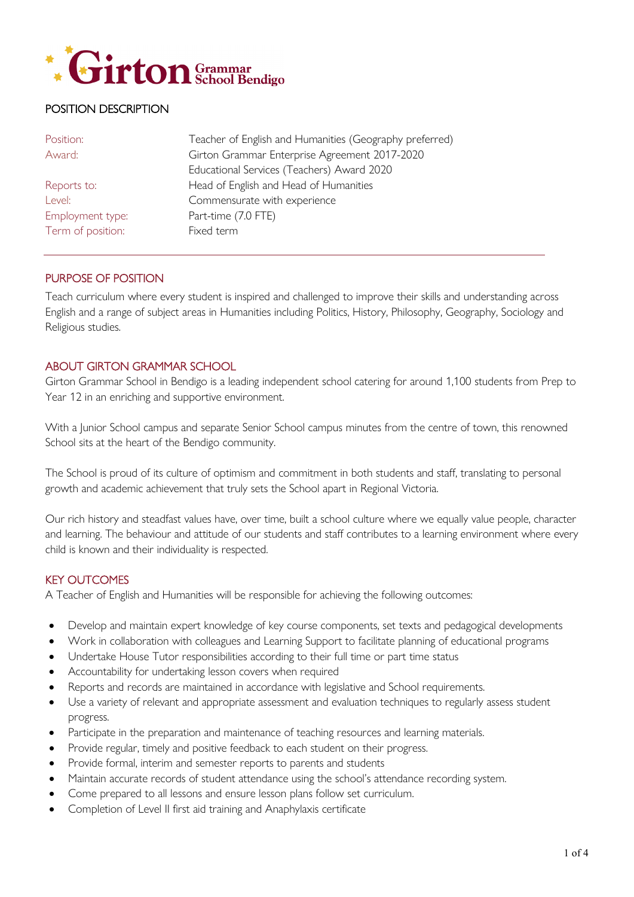Girton Grammar School Bendigo

# POSITION DESCRIPTION

| | |
|---|---|
| Position: | Teacher of English and Humanities (Geography preferred) |
| Award: | Girton Grammar Enterprise Agreement 2017-2020<br>Educational Services (Teachers) Award 2020 |
| Reports to: | Head of English and Head of Humanities |
| Level: | Commensurate with experience |
| Employment type: | Part-time (7.0 FTE) |
| Term of position: | Fixed term |

## PURPOSE OF POSITION

Teach curriculum where every student is inspired and challenged to improve their skills and understanding across English and a range of subject areas in Humanities including Politics, History, Philosophy, Geography, Sociology and Religious studies.

## ABOUT GIRTON GRAMMAR SCHOOL

Girton Grammar School in Bendigo is a leading independent school catering for around 1,100 students from Prep to Year 12 in an enriching and supportive environment.

With a Junior School campus and separate Senior School campus minutes from the centre of town, this renowned School sits at the heart of the Bendigo community.

The School is proud of its culture of optimism and commitment in both students and staff, translating to personal growth and academic achievement that truly sets the School apart in Regional Victoria.

Our rich history and steadfast values have, over time, built a school culture where we equally value people, character and learning. The behaviour and attitude of our students and staff contributes to a learning environment where every child is known and their individuality is respected.

## KEY OUTCOMES

A Teacher of English and Humanities will be responsible for achieving the following outcomes:

- Develop and maintain expert knowledge of key course components, set texts and pedagogical developments
- Work in collaboration with colleagues and Learning Support to facilitate planning of educational programs
- Undertake House Tutor responsibilities according to their full time or part time status
- Accountability for undertaking lesson covers when required
- Reports and records are maintained in accordance with legislative and School requirements.
- Use a variety of relevant and appropriate assessment and evaluation techniques to regularly assess student progress.
- Participate in the preparation and maintenance of teaching resources and learning materials.
- Provide regular, timely and positive feedback to each student on their progress.
- Provide formal, interim and semester reports to parents and students
- Maintain accurate records of student attendance using the school's attendance recording system.
- Come prepared to all lessons and ensure lesson plans follow set curriculum.
- Completion of Level II first aid training and Anaphylaxis certificate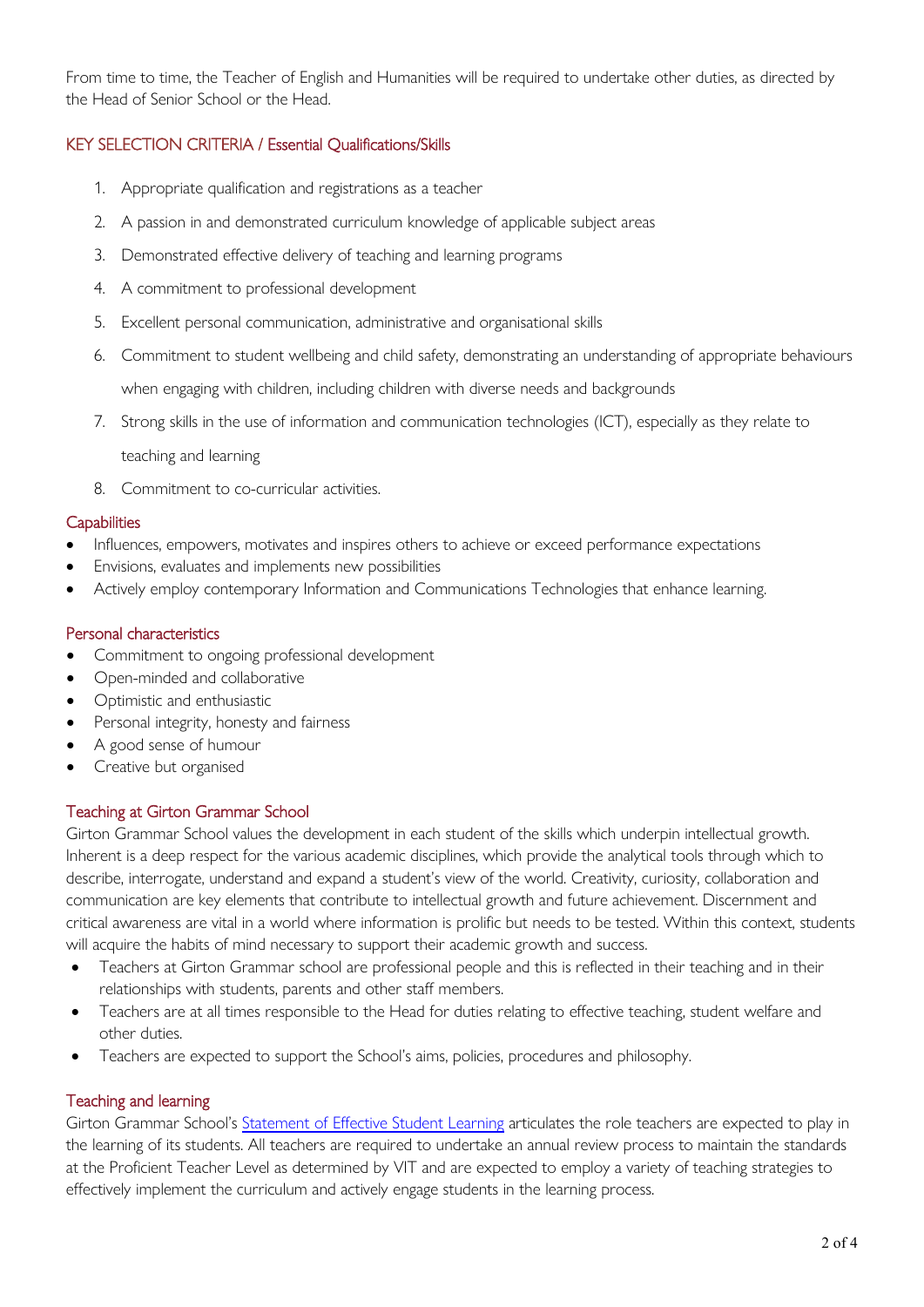From time to time, the Teacher of English and Humanities will be required to undertake other duties, as directed by the Head of Senior School or the Head.

## KEY SELECTION CRITERIA / Essential Qualifications/Skills

1. Appropriate qualification and registrations as a teacher
2. A passion in and demonstrated curriculum knowledge of applicable subject areas
3. Demonstrated effective delivery of teaching and learning programs
4. A commitment to professional development
5. Excellent personal communication, administrative and organisational skills
6. Commitment to student wellbeing and child safety, demonstrating an understanding of appropriate behaviours when engaging with children, including children with diverse needs and backgrounds
7. Strong skills in the use of information and communication technologies (ICT), especially as they relate to teaching and learning
8. Commitment to co-curricular activities.

## Capabilities

- Influences, empowers, motivates and inspires others to achieve or exceed performance expectations
- Envisions, evaluates and implements new possibilities
- Actively employ contemporary Information and Communications Technologies that enhance learning.

## Personal characteristics

- Commitment to ongoing professional development
- Open-minded and collaborative
- Optimistic and enthusiastic
- Personal integrity, honesty and fairness
- A good sense of humour
- Creative but organised

## Teaching at Girton Grammar School

Girton Grammar School values the development in each student of the skills which underpin intellectual growth. Inherent is a deep respect for the various academic disciplines, which provide the analytical tools through which to describe, interrogate, understand and expand a student's view of the world. Creativity, curiosity, collaboration and communication are key elements that contribute to intellectual growth and future achievement. Discernment and critical awareness are vital in a world where information is prolific but needs to be tested. Within this context, students will acquire the habits of mind necessary to support their academic growth and success.

- Teachers at Girton Grammar school are professional people and this is reflected in their teaching and in their relationships with students, parents and other staff members.
- Teachers are at all times responsible to the Head for duties relating to effective teaching, student welfare and other duties.
- Teachers are expected to support the School's aims, policies, procedures and philosophy.

## Teaching and learning

Girton Grammar School's Statement of Effective Student Learning articulates the role teachers are expected to play in the learning of its students. All teachers are required to undertake an annual review process to maintain the standards at the Proficient Teacher Level as determined by VIT and are expected to employ a variety of teaching strategies to effectively implement the curriculum and actively engage students in the learning process.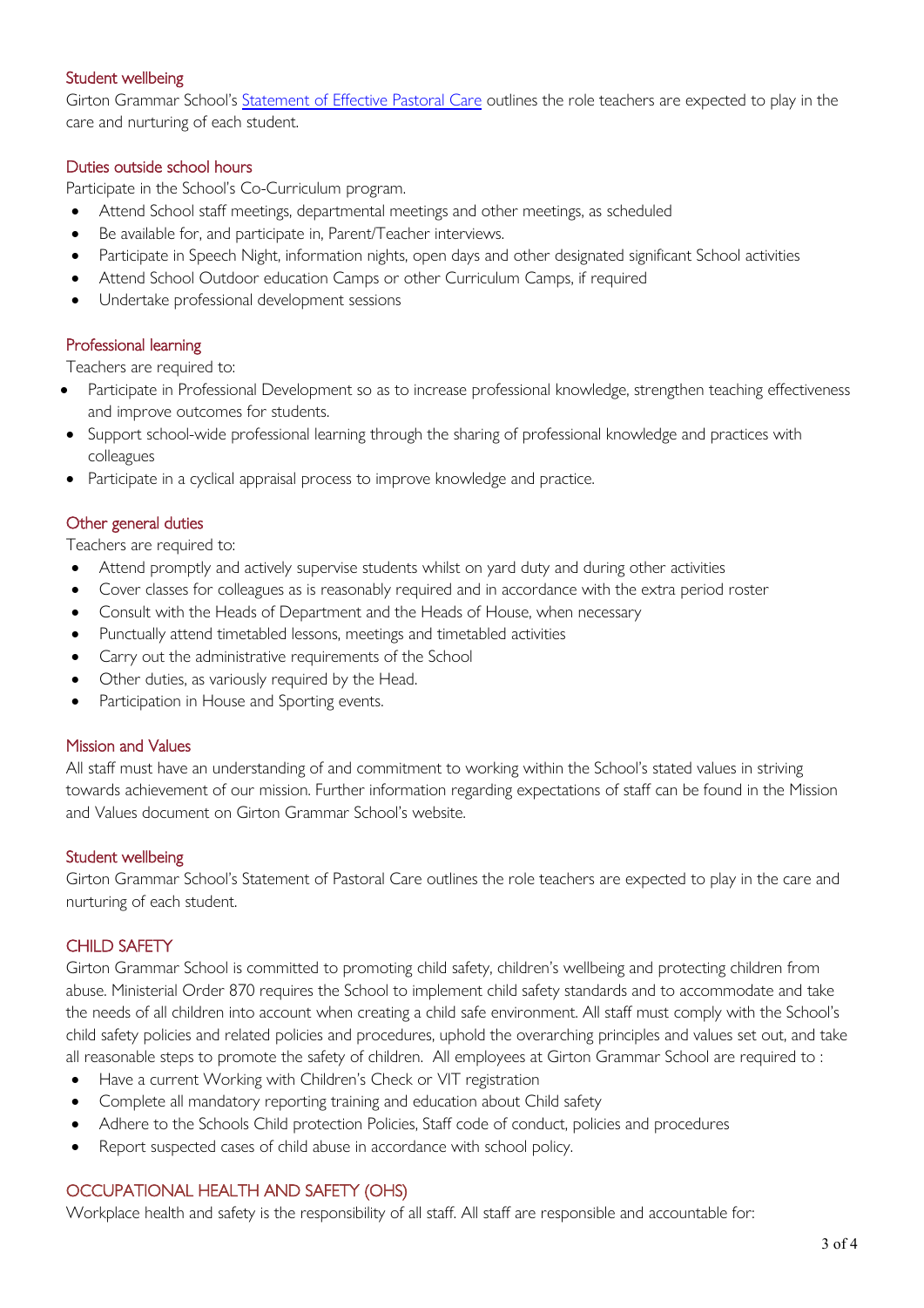### Student wellbeing

Girton Grammar School's [Statement of Effective Pastoral Care] outlines the role teachers are expected to play in the care and nurturing of each student.

### Duties outside school hours

Participate in the School's Co-Curriculum program.

- Attend School staff meetings, departmental meetings and other meetings, as scheduled
- Be available for, and participate in, Parent/Teacher interviews.
- Participate in Speech Night, information nights, open days and other designated significant School activities
- Attend School Outdoor education Camps or other Curriculum Camps, if required
- Undertake professional development sessions

### Professional learning

Teachers are required to:

- Participate in Professional Development so as to increase professional knowledge, strengthen teaching effectiveness and improve outcomes for students.
- Support school-wide professional learning through the sharing of professional knowledge and practices with colleagues
- Participate in a cyclical appraisal process to improve knowledge and practice.

### Other general duties

Teachers are required to:

- Attend promptly and actively supervise students whilst on yard duty and during other activities
- Cover classes for colleagues as is reasonably required and in accordance with the extra period roster
- Consult with the Heads of Department and the Heads of House, when necessary
- Punctually attend timetabled lessons, meetings and timetabled activities
- Carry out the administrative requirements of the School
- Other duties, as variously required by the Head.
- Participation in House and Sporting events.

### Mission and Values

All staff must have an understanding of and commitment to working within the School's stated values in striving towards achievement of our mission. Further information regarding expectations of staff can be found in the Mission and Values document on Girton Grammar School's website.

### Student wellbeing

Girton Grammar School's Statement of Pastoral Care outlines the role teachers are expected to play in the care and nurturing of each student.

### CHILD SAFETY

Girton Grammar School is committed to promoting child safety, children's wellbeing and protecting children from abuse. Ministerial Order 870 requires the School to implement child safety standards and to accommodate and take the needs of all children into account when creating a child safe environment. All staff must comply with the School's child safety policies and related policies and procedures, uphold the overarching principles and values set out, and take all reasonable steps to promote the safety of children. All employees at Girton Grammar School are required to :

- Have a current Working with Children's Check or VIT registration
- Complete all mandatory reporting training and education about Child safety
- Adhere to the Schools Child protection Policies, Staff code of conduct, policies and procedures
- Report suspected cases of child abuse in accordance with school policy.

### OCCUPATIONAL HEALTH AND SAFETY (OHS)

Workplace health and safety is the responsibility of all staff. All staff are responsible and accountable for: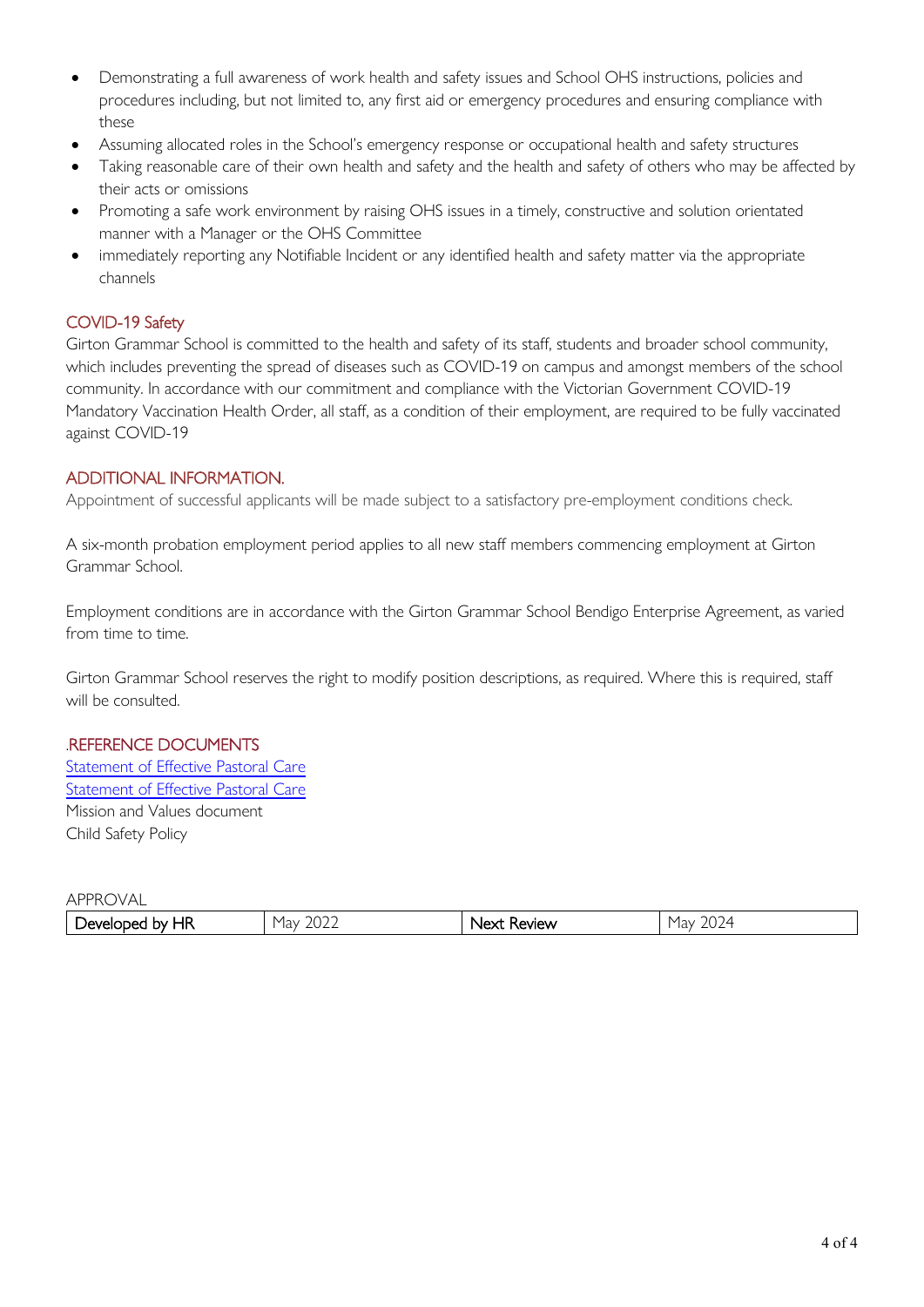- Demonstrating a full awareness of work health and safety issues and School OHS instructions, policies and procedures including, but not limited to, any first aid or emergency procedures and ensuring compliance with these
- Assuming allocated roles in the School's emergency response or occupational health and safety structures
- Taking reasonable care of their own health and safety and the health and safety of others who may be affected by their acts or omissions
- Promoting a safe work environment by raising OHS issues in a timely, constructive and solution orientated manner with a Manager or the OHS Committee
- immediately reporting any Notifiable Incident or any identified health and safety matter via the appropriate channels

## COVID-19 Safety

Girton Grammar School is committed to the health and safety of its staff, students and broader school community, which includes preventing the spread of diseases such as COVID-19 on campus and amongst members of the school community. In accordance with our commitment and compliance with the Victorian Government COVID-19 Mandatory Vaccination Health Order, all staff, as a condition of their employment, are required to be fully vaccinated against COVID-19

## ADDITIONAL INFORMATION.

Appointment of successful applicants will be made subject to a satisfactory pre-employment conditions check.

A six-month probation employment period applies to all new staff members commencing employment at Girton Grammar School.

Employment conditions are in accordance with the Girton Grammar School Bendigo Enterprise Agreement, as varied from time to time.

Girton Grammar School reserves the right to modify position descriptions, as required. Where this is required, staff will be consulted.

## .REFERENCE DOCUMENTS

Statement of Effective Pastoral Care
Statement of Effective Pastoral Care
Mission and Values document
Child Safety Policy

APPROVAL

| | | | |
|---|---|---|---|
| Developed by HR | May 2022 | Next Review | May 2024 |